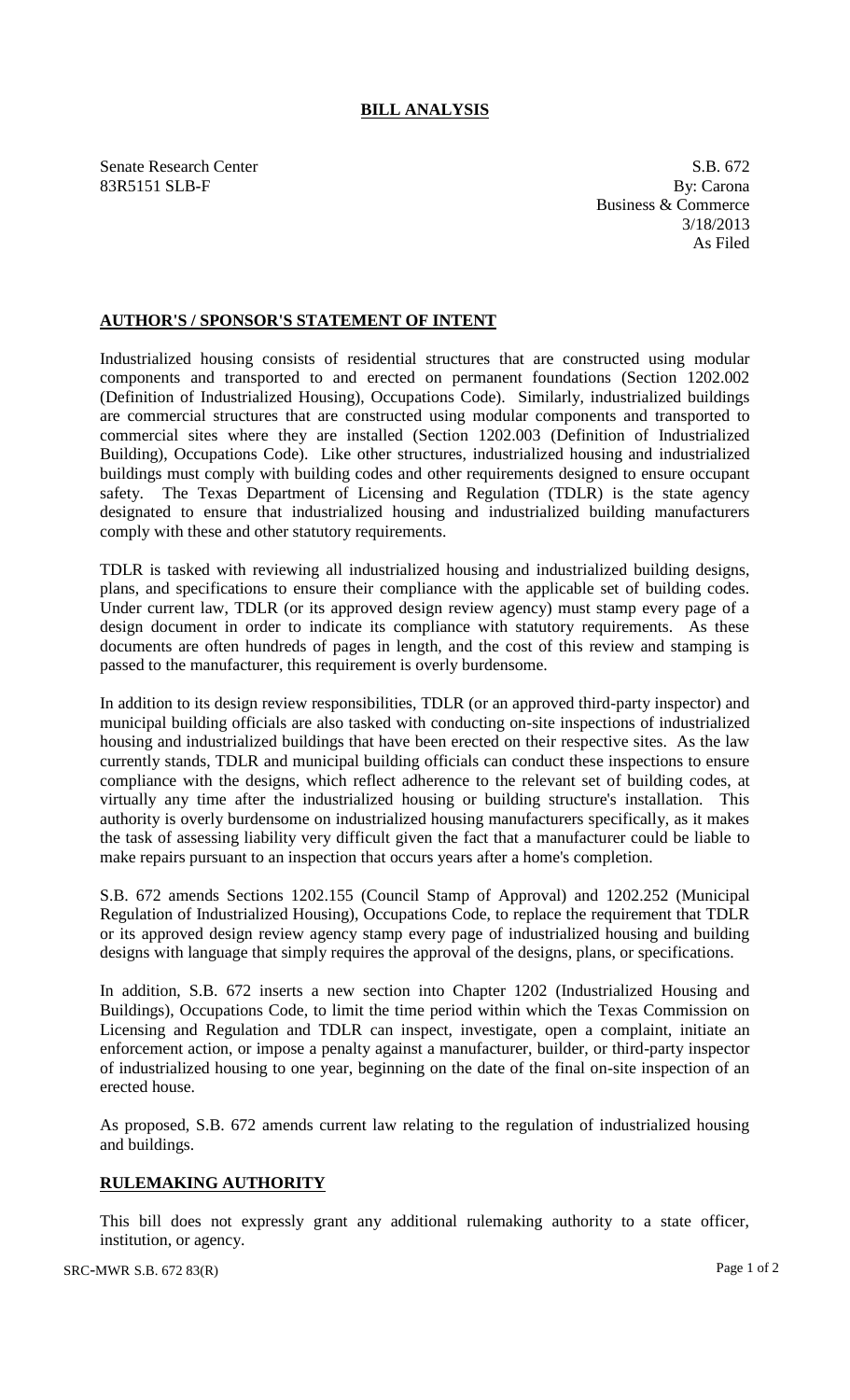# BILL ANALYSIS

Senate Research Center
83R5151 SLB-F

S.B. 672
By: Carona
Business & Commerce
3/18/2013
As Filed

## AUTHOR'S / SPONSOR'S STATEMENT OF INTENT

Industrialized housing consists of residential structures that are constructed using modular components and transported to and erected on permanent foundations (Section 1202.002 (Definition of Industrialized Housing), Occupations Code). Similarly, industrialized buildings are commercial structures that are constructed using modular components and transported to commercial sites where they are installed (Section 1202.003 (Definition of Industrialized Building), Occupations Code). Like other structures, industrialized housing and industrialized buildings must comply with building codes and other requirements designed to ensure occupant safety. The Texas Department of Licensing and Regulation (TDLR) is the state agency designated to ensure that industrialized housing and industrialized building manufacturers comply with these and other statutory requirements.

TDLR is tasked with reviewing all industrialized housing and industrialized building designs, plans, and specifications to ensure their compliance with the applicable set of building codes. Under current law, TDLR (or its approved design review agency) must stamp every page of a design document in order to indicate its compliance with statutory requirements. As these documents are often hundreds of pages in length, and the cost of this review and stamping is passed to the manufacturer, this requirement is overly burdensome.

In addition to its design review responsibilities, TDLR (or an approved third-party inspector) and municipal building officials are also tasked with conducting on-site inspections of industrialized housing and industrialized buildings that have been erected on their respective sites. As the law currently stands, TDLR and municipal building officials can conduct these inspections to ensure compliance with the designs, which reflect adherence to the relevant set of building codes, at virtually any time after the industrialized housing or building structure's installation. This authority is overly burdensome on industrialized housing manufacturers specifically, as it makes the task of assessing liability very difficult given the fact that a manufacturer could be liable to make repairs pursuant to an inspection that occurs years after a home's completion.

S.B. 672 amends Sections 1202.155 (Council Stamp of Approval) and 1202.252 (Municipal Regulation of Industrialized Housing), Occupations Code, to replace the requirement that TDLR or its approved design review agency stamp every page of industrialized housing and building designs with language that simply requires the approval of the designs, plans, or specifications.

In addition, S.B. 672 inserts a new section into Chapter 1202 (Industrialized Housing and Buildings), Occupations Code, to limit the time period within which the Texas Commission on Licensing and Regulation and TDLR can inspect, investigate, open a complaint, initiate an enforcement action, or impose a penalty against a manufacturer, builder, or third-party inspector of industrialized housing to one year, beginning on the date of the final on-site inspection of an erected house.

As proposed, S.B. 672 amends current law relating to the regulation of industrialized housing and buildings.

## RULEMAKING AUTHORITY

This bill does not expressly grant any additional rulemaking authority to a state officer, institution, or agency.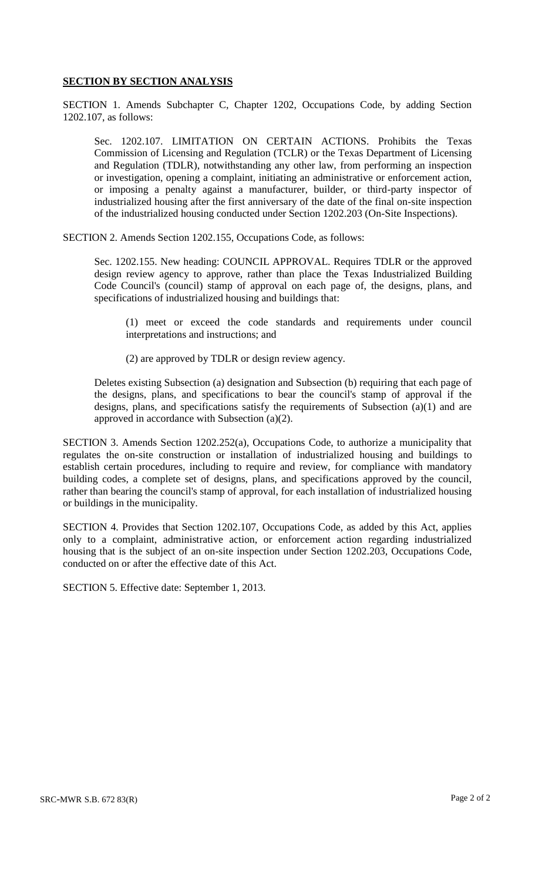## SECTION BY SECTION ANALYSIS

SECTION 1. Amends Subchapter C, Chapter 1202, Occupations Code, by adding Section 1202.107, as follows:

Sec. 1202.107. LIMITATION ON CERTAIN ACTIONS. Prohibits the Texas Commission of Licensing and Regulation (TCLR) or the Texas Department of Licensing and Regulation (TDLR), notwithstanding any other law, from performing an inspection or investigation, opening a complaint, initiating an administrative or enforcement action, or imposing a penalty against a manufacturer, builder, or third-party inspector of industrialized housing after the first anniversary of the date of the final on-site inspection of the industrialized housing conducted under Section 1202.203 (On-Site Inspections).

SECTION 2. Amends Section 1202.155, Occupations Code, as follows:

Sec. 1202.155. New heading: COUNCIL APPROVAL. Requires TDLR or the approved design review agency to approve, rather than place the Texas Industrialized Building Code Council's (council) stamp of approval on each page of, the designs, plans, and specifications of industrialized housing and buildings that:

(1) meet or exceed the code standards and requirements under council interpretations and instructions; and

(2) are approved by TDLR or design review agency.

Deletes existing Subsection (a) designation and Subsection (b) requiring that each page of the designs, plans, and specifications to bear the council's stamp of approval if the designs, plans, and specifications satisfy the requirements of Subsection (a)(1) and are approved in accordance with Subsection (a)(2).

SECTION 3. Amends Section 1202.252(a), Occupations Code, to authorize a municipality that regulates the on-site construction or installation of industrialized housing and buildings to establish certain procedures, including to require and review, for compliance with mandatory building codes, a complete set of designs, plans, and specifications approved by the council, rather than bearing the council's stamp of approval, for each installation of industrialized housing or buildings in the municipality.

SECTION 4. Provides that Section 1202.107, Occupations Code, as added by this Act, applies only to a complaint, administrative action, or enforcement action regarding industrialized housing that is the subject of an on-site inspection under Section 1202.203, Occupations Code, conducted on or after the effective date of this Act.

SECTION 5. Effective date: September 1, 2013.